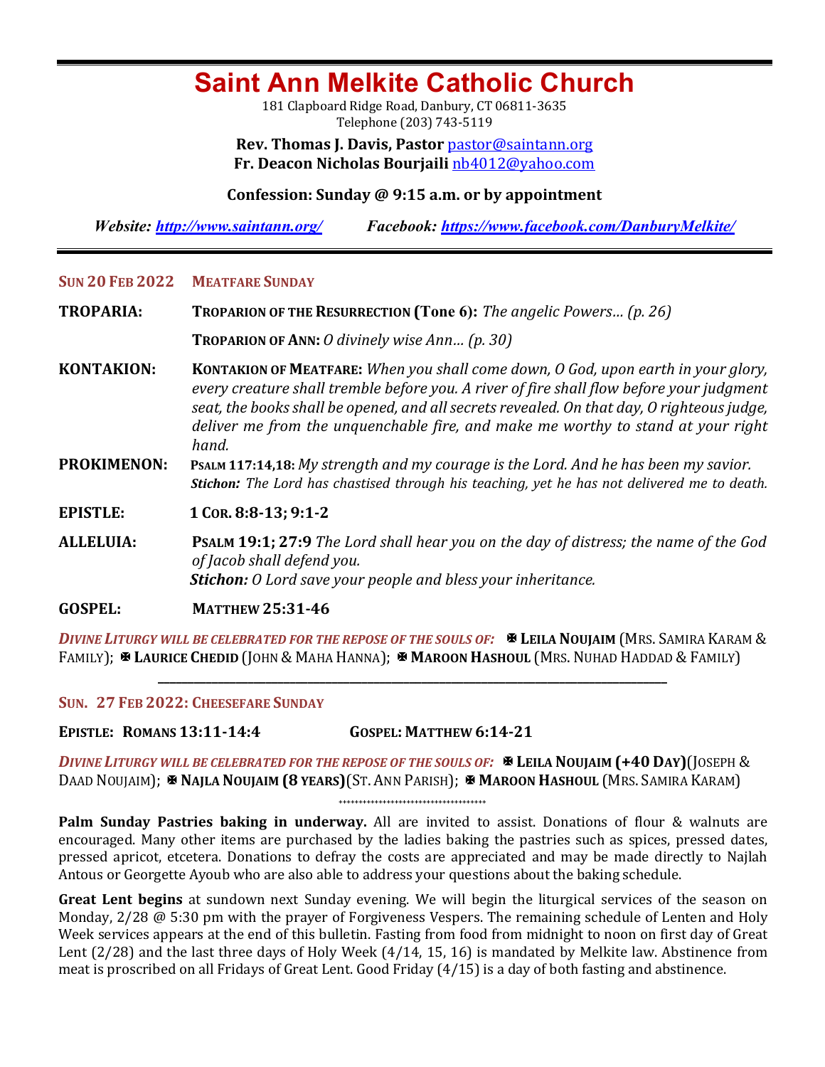# Saint Ann Melkite Catholic Church

181 Clapboard Ridge Road, Danbury, CT 06811-3635
Telephone (203) 743-5119

**Rev. Thomas J. Davis, Pastor** pastor@saintann.org
**Fr. Deacon Nicholas Bourjaili** nb4012@yahoo.com

**Confession: Sunday @ 9:15 a.m. or by appointment**

***Website:*** ***http://www.saintann.org/*** ***Facebook:*** ***https://www.facebook.com/DanburyMelkite/***

---

**SUN 20 FEB 2022** **MEATFARE SUNDAY**

**TROPARIA:** **TROPARION OF THE RESURRECTION (Tone 6):** *The angelic Powers… (p. 26)*

**TROPARION OF ANN:** *O divinely wise Ann… (p. 30)*

**KONTAKION:** **KONTAKION OF MEATFARE:** *When you shall come down, O God, upon earth in your glory, every creature shall tremble before you. A river of fire shall flow before your judgment seat, the books shall be opened, and all secrets revealed. On that day, O righteous judge, deliver me from the unquenchable fire, and make me worthy to stand at your right hand.*

**PROKIMENON:** **PSALM 117:14,18:** *My strength and my courage is the Lord. And he has been my savior.*
***Stichon:*** *The Lord has chastised through his teaching, yet he has not delivered me to death.*

**EPISTLE:** **1 COR. 8:8-13; 9:1-2**

**ALLELUIA:** **PSALM 19:1; 27:9** *The Lord shall hear you on the day of distress; the name of the God of Jacob shall defend you.*
***Stichon:*** *O Lord save your people and bless your inheritance.*

**GOSPEL:** **MATTHEW 25:31-46**

***DIVINE LITURGY WILL BE CELEBRATED FOR THE REPOSE OF THE SOULS OF:*** ✠ **LEILA NOUJAIM** (MRS. SAMIRA KARAM & FAMILY); ✠ **LAURICE CHEDID** (JOHN & MAHA HANNA); ✠ **MAROON HASHOUL** (MRS. NUHAD HADDAD & FAMILY)

---

**SUN. 27 FEB 2022: CHEESEFARE SUNDAY**

**EPISTLE: ROMANS 13:11-14:4** **GOSPEL: MATTHEW 6:14-21**

***DIVINE LITURGY WILL BE CELEBRATED FOR THE REPOSE OF THE SOULS OF:*** ✠ **LEILA NOUJAIM (+40 DAY)** (JOSEPH & DAAD NOUJAIM); ✠ **NAJLA NOUJAIM (8 YEARS)** (ST. ANN PARISH); ✠ **MAROON HASHOUL** (MRS. SAMIRA KARAM)

++++++++++++++++++++++++++++++++++++

**Palm Sunday Pastries baking in underway.** All are invited to assist. Donations of flour & walnuts are encouraged. Many other items are purchased by the ladies baking the pastries such as spices, pressed dates, pressed apricot, etcetera. Donations to defray the costs are appreciated and may be made directly to Najlah Antous or Georgette Ayoub who are also able to address your questions about the baking schedule.

**Great Lent begins** at sundown next Sunday evening. We will begin the liturgical services of the season on Monday, 2/28 @ 5:30 pm with the prayer of Forgiveness Vespers. The remaining schedule of Lenten and Holy Week services appears at the end of this bulletin. Fasting from food from midnight to noon on first day of Great Lent (2/28) and the last three days of Holy Week (4/14, 15, 16) is mandated by Melkite law. Abstinence from meat is proscribed on all Fridays of Great Lent. Good Friday (4/15) is a day of both fasting and abstinence.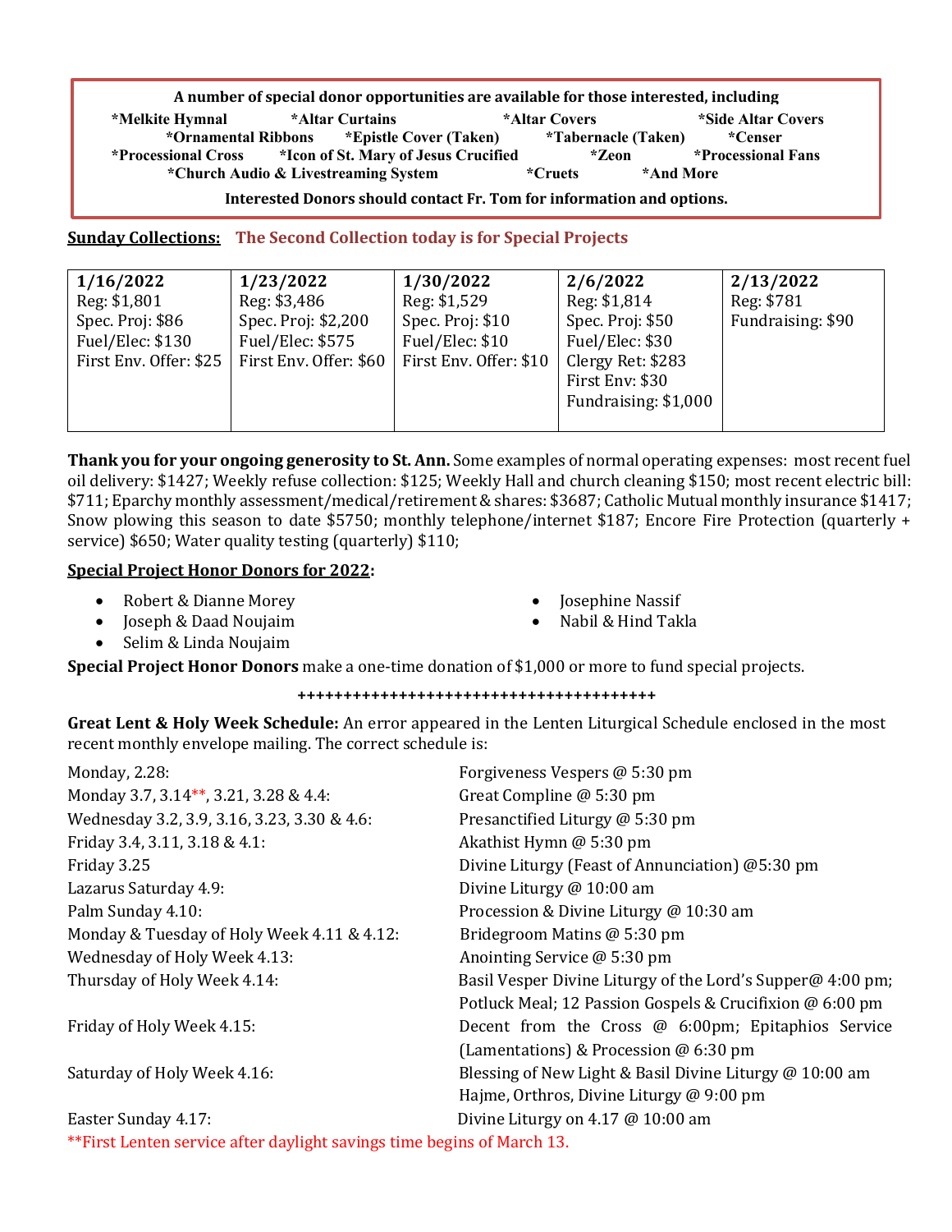**A number of special donor opportunities are available for those interested, including**

**\*Melkite Hymnal \*Altar Curtains \*Altar Covers \*Side Altar Covers**
**\*Ornamental Ribbons \*Epistle Cover (Taken) \*Tabernacle (Taken) \*Censer**
**\*Processional Cross \*Icon of St. Mary of Jesus Crucified \*Zeon \*Processional Fans**
**\*Church Audio & Livestreaming System \*Cruets \*And More**

**Interested Donors should contact Fr. Tom for information and options.**

**Sunday Collections:** **The Second Collection today is for Special Projects**

| | | | | |
|---|---|---|---|---|
| **1/16/2022**<br>Reg: $1,801<br>Spec. Proj: $86<br>Fuel/Elec: $130<br>First Env. Offer: $25 | **1/23/2022**<br>Reg: $3,486<br>Spec. Proj: $2,200<br>Fuel/Elec: $575<br>First Env. Offer: $60 | **1/30/2022**<br>Reg: $1,529<br>Spec. Proj: $10<br>Fuel/Elec: $10<br>First Env. Offer: $10 | **2/6/2022**<br>Reg: $1,814<br>Spec. Proj: $50<br>Fuel/Elec: $30<br>Clergy Ret: $283<br>First Env: $30<br>Fundraising: $1,000 | **2/13/2022**<br>Reg: $781<br>Fundraising: $90 |

**Thank you for your ongoing generosity to St. Ann.** Some examples of normal operating expenses: most recent fuel oil delivery: $1427; Weekly refuse collection: $125; Weekly Hall and church cleaning $150; most recent electric bill: $711; Eparchy monthly assessment/medical/retirement & shares: $3687; Catholic Mutual monthly insurance $1417; Snow plowing this season to date $5750; monthly telephone/internet $187; Encore Fire Protection (quarterly + service) $650; Water quality testing (quarterly) $110;

**Special Project Honor Donors for 2022:**

- Robert & Dianne Morey
- Joseph & Daad Noujaim
- Selim & Linda Noujaim
- Josephine Nassif
- Nabil & Hind Takla

**Special Project Honor Donors** make a one-time donation of $1,000 or more to fund special projects.

++++++++++++++++++++++++++++++++++++++++

**Great Lent & Holy Week Schedule:** An error appeared in the Lenten Liturgical Schedule enclosed in the most recent monthly envelope mailing. The correct schedule is:

| | |
|---|---|
| Monday, 2.28: | Forgiveness Vespers @ 5:30 pm |
| Monday 3.7, 3.14**, 3.21, 3.28 & 4.4: | Great Compline @ 5:30 pm |
| Wednesday 3.2, 3.9, 3.16, 3.23, 3.30 & 4.6: | Presanctified Liturgy @ 5:30 pm |
| Friday 3.4, 3.11, 3.18 & 4.1: | Akathist Hymn @ 5:30 pm |
| Friday 3.25 | Divine Liturgy (Feast of Annunciation) @5:30 pm |
| Lazarus Saturday 4.9: | Divine Liturgy @ 10:00 am |
| Palm Sunday 4.10: | Procession & Divine Liturgy @ 10:30 am |
| Monday & Tuesday of Holy Week 4.11 & 4.12: | Bridegroom Matins @ 5:30 pm |
| Wednesday of Holy Week 4.13: | Anointing Service @ 5:30 pm |
| Thursday of Holy Week 4.14: | Basil Vesper Divine Liturgy of the Lord's Supper@ 4:00 pm; Potluck Meal; 12 Passion Gospels & Crucifixion @ 6:00 pm |
| Friday of Holy Week 4.15: | Decent from the Cross @ 6:00pm; Epitaphios Service (Lamentations) & Procession @ 6:30 pm |
| Saturday of Holy Week 4.16: | Blessing of New Light & Basil Divine Liturgy @ 10:00 am<br>Hajme, Orthros, Divine Liturgy @ 9:00 pm |
| Easter Sunday 4.17: | Divine Liturgy on 4.17 @ 10:00 am |

**First Lenten service after daylight savings time begins of March 13.